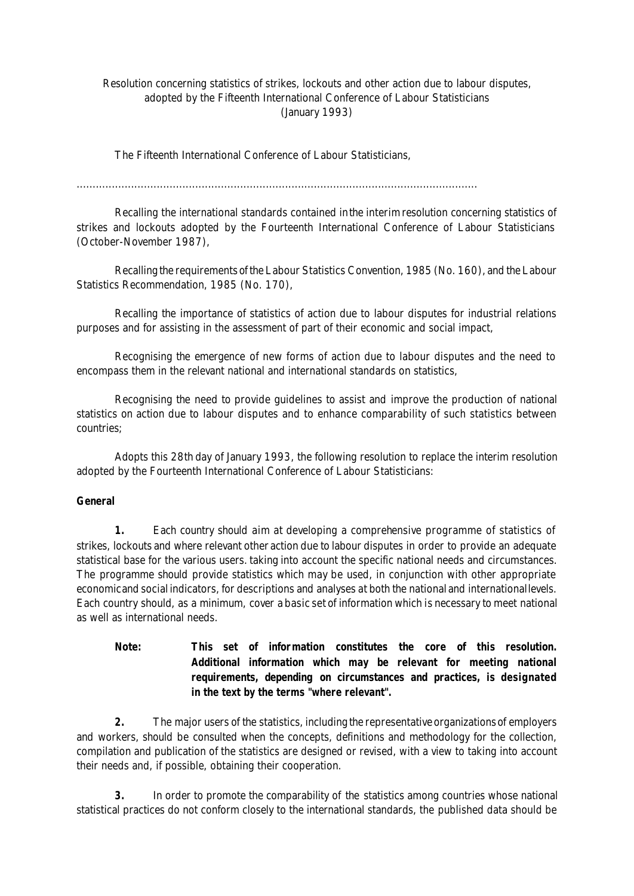Resolution concerning statistics of strikes, lockouts and other action due to labour disputes, adopted by the Fifteenth International Conference of Labour Statisticians (January 1993)

The Fifteenth International Conference of Labour Statisticians,

.............................................................................................................................

Recalling the international standards contained in the interim resolution concerning statistics of strikes and lockouts adopted by the Fourteenth International Conference of Labour Statisticians (October-November 1987),

Recalling the requirements of the Labour Statistics Convention, 1985 (No. 160), and the Labour Statistics Recommendation, 1985 (No. 170),

Recalling the importance of statistics of action due to labour disputes for industrial relations purposes and for assisting in the assessment of part of their economic and social impact,

Recognising the emergence of new forms of action due to labour disputes and the need to encompass them in the relevant national and international standards on statistics,

Recognising the need to provide guidelines to assist and improve the production of national statistics on action due to labour disputes and to enhance comparability of such statistics between countries;

Adopts this 28th day of January 1993, the following resolution to replace the interim resolution adopted by the Fourteenth International Conference of Labour Statisticians:

**General**

**1.** Each country should aim at developing a comprehensive programme of statistics of strikes, lockouts and where relevant other action due to labour disputes in order to provide an adequate statistical base for the various users. taking into account the specific national needs and circumstances. The programme should provide statistics which may be used, in conjunction with other appropriate economic and social indicators, for descriptions and analyses at both the national and international levels. Each country should, as a minimum, cover a basic set of information which is necessary to meet national as well as international needs.

**Note: This set of information constitutes the core of this resolution. Additional information which may be relevant for meeting national requirements, depending on circumstances and practices, is designated in the text by the terms "where relevant".**

**2.** The major users of the statistics, including the representative organizations of employers and workers, should be consulted when the concepts, definitions and methodology for the collection, compilation and publication of the statistics are designed or revised, with a view to taking into account their needs and, if possible, obtaining their cooperation.

**3.** In order to promote the comparability of the statistics among countries whose national statistical practices do not conform closely to the international standards, the published data should be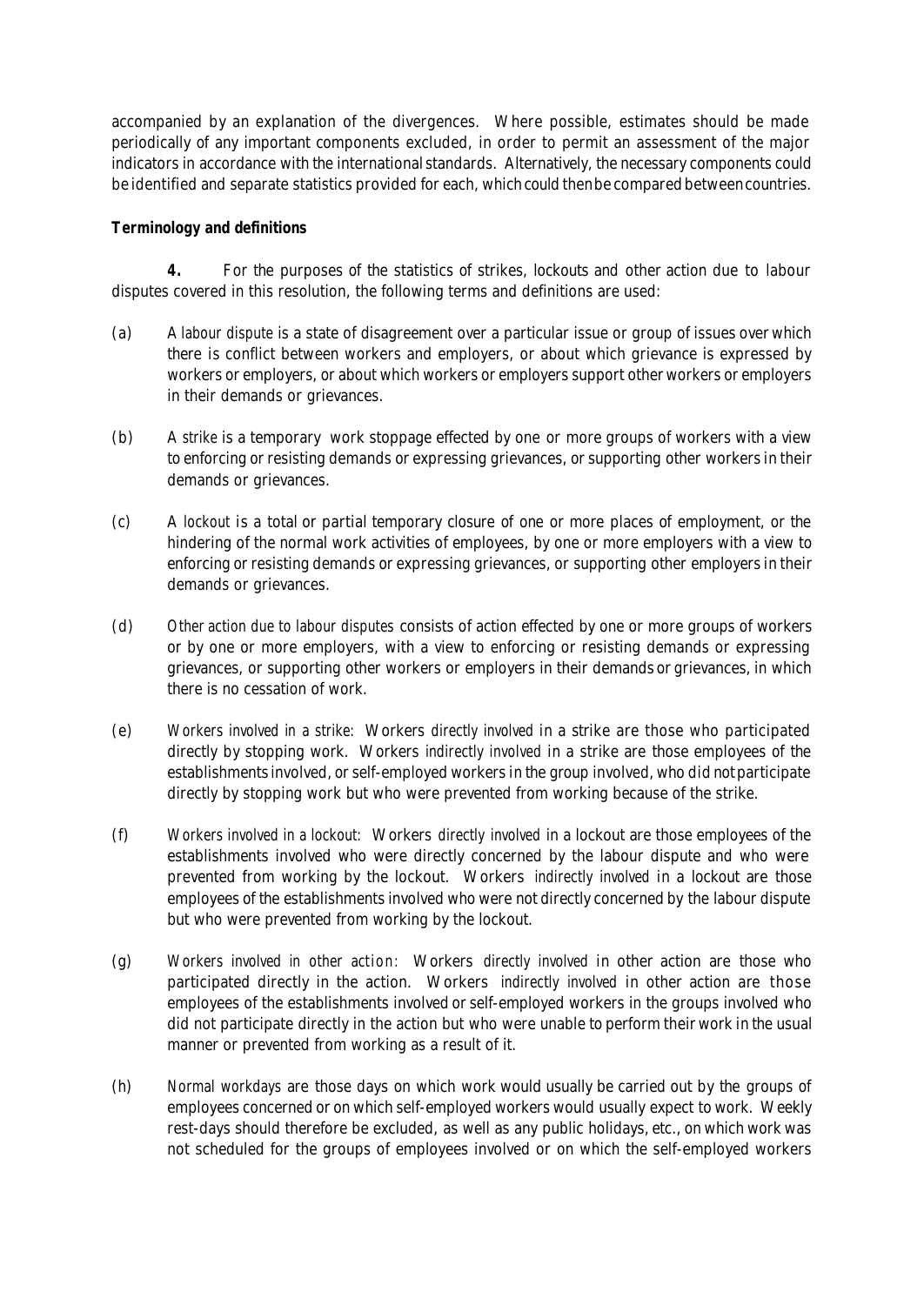accompanied by an explanation of the divergences. Where possible, estimates should be made periodically of any important components excluded, in order to permit an assessment of the major indicators in accordance with the international standards. Alternatively, the necessary components could be identified and separate statistics provided for each, which could then be compared between countries.

**Terminology and definitions**

**4.** For the purposes of the statistics of strikes, lockouts and other action due to labour disputes covered in this resolution, the following terms and definitions are used:

(a) A *labour dispute* is a state of disagreement over a particular issue or group of issues over which there is conflict between workers and employers, or about which grievance is expressed by workers or employers, or about which workers or employers support other workers or employers in their demands or grievances.

(b) A *strike* is a temporary work stoppage effected by one or more groups of workers with a view to enforcing or resisting demands or expressing grievances, or supporting other workers in their demands or grievances.

(c) A *lockout* is a total or partial temporary closure of one or more places of employment, or the hindering of the normal work activities of employees, by one or more employers with a view to enforcing or resisting demands or expressing grievances, or supporting other employers in their demands or grievances.

(d) *Other action due to labour disputes* consists of action effected by one or more groups of workers or by one or more employers, with a view to enforcing or resisting demands or expressing grievances, or supporting other workers or employers in their demands or grievances, in which there is no cessation of work.

(e) *Workers involved in a strike*: Workers *directly involved* in a strike are those who participated directly by stopping work. Workers *indirectly involved* in a strike are those employees of the establishments involved, or self-employed workers in the group involved, who did not participate directly by stopping work but who were prevented from working because of the strike.

(f) *Workers involved in a lockout*: Workers *directly involved* in a lockout are those employees of the establishments involved who were directly concerned by the labour dispute and who were prevented from working by the lockout. Workers *indirectly involved* in a lockout are those employees of the establishments involved who were not directly concerned by the labour dispute but who were prevented from working by the lockout.

(g) *Workers involved in other action*: Workers *directly involved* in other action are those who participated directly in the action. Workers *indirectly involved* in other action are those employees of the establishments involved or self-employed workers in the groups involved who did not participate directly in the action but who were unable to perform their work in the usual manner or prevented from working as a result of it.

(h) *Normal workdays* are those days on which work would usually be carried out by the groups of employees concerned or on which self-employed workers would usually expect to work. Weekly rest-days should therefore be excluded, as well as any public holidays, etc., on which work was not scheduled for the groups of employees involved or on which the self-employed workers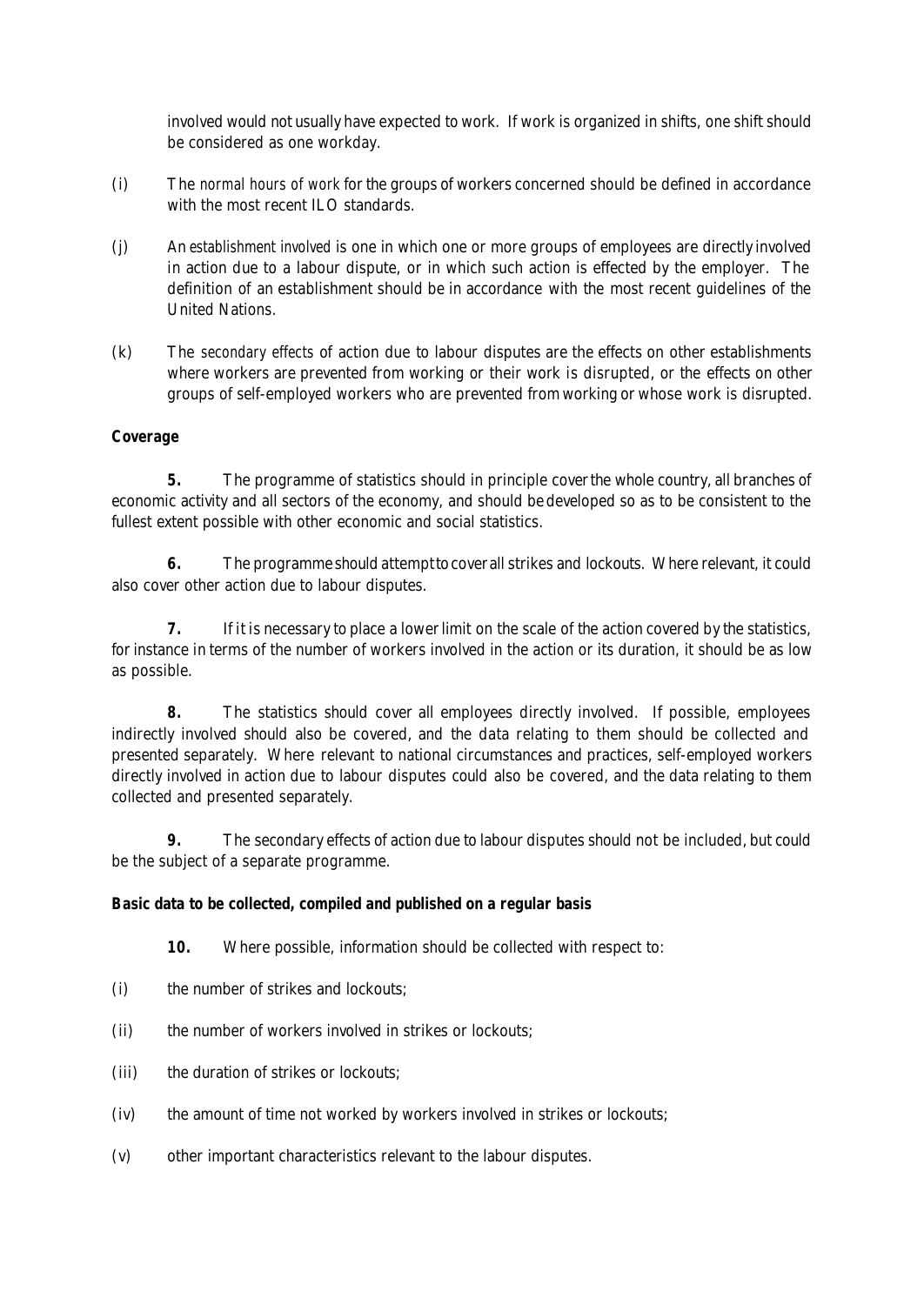involved would not usually have expected to work. If work is organized in shifts, one shift should be considered as one workday.

(i) The *normal hours of work* for the groups of workers concerned should be defined in accordance with the most recent ILO standards.

(j) An *establishment involved* is one in which one or more groups of employees are directly involved in action due to a labour dispute, or in which such action is effected by the employer. The definition of an establishment should be in accordance with the most recent guidelines of the United Nations.

(k) The *secondary effects* of action due to labour disputes are the effects on other establishments where workers are prevented from working or their work is disrupted, or the effects on other groups of self-employed workers who are prevented from working or whose work is disrupted.

**Coverage**

**5.** The programme of statistics should in principle cover the whole country, all branches of economic activity and all sectors of the economy, and should be developed so as to be consistent to the fullest extent possible with other economic and social statistics.

**6.** The programme should attempt to cover all strikes and lockouts. Where relevant, it could also cover other action due to labour disputes.

**7.** If it is necessary to place a lower limit on the scale of the action covered by the statistics, for instance in terms of the number of workers involved in the action or its duration, it should be as low as possible.

**8.** The statistics should cover all employees directly involved. If possible, employees indirectly involved should also be covered, and the data relating to them should be collected and presented separately. Where relevant to national circumstances and practices, self-employed workers directly involved in action due to labour disputes could also be covered, and the data relating to them collected and presented separately.

**9.** The secondary effects of action due to labour disputes should not be included, but could be the subject of a separate programme.

**Basic data to be collected, compiled and published on a regular basis**

**10.** Where possible, information should be collected with respect to:

(i) the number of strikes and lockouts;

(ii) the number of workers involved in strikes or lockouts;

(iii) the duration of strikes or lockouts;

(iv) the amount of time not worked by workers involved in strikes or lockouts;

(v) other important characteristics relevant to the labour disputes.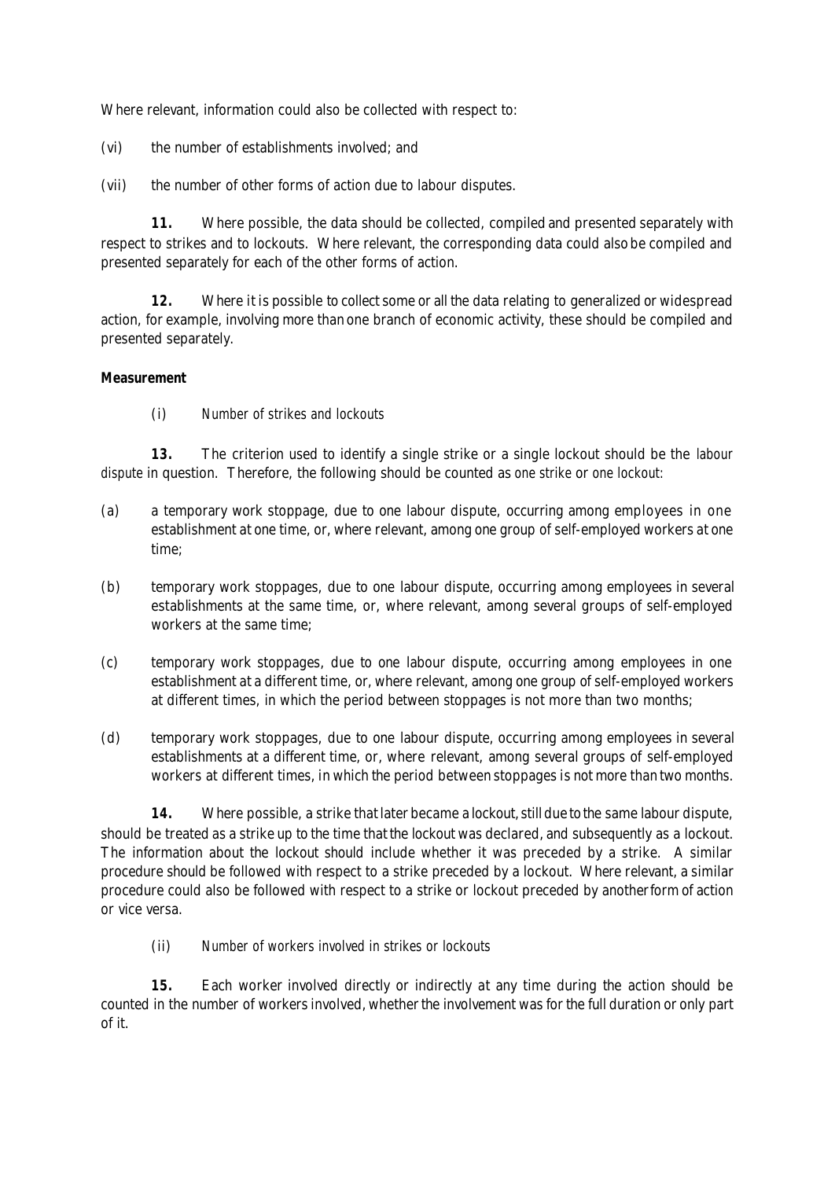Where relevant, information could also be collected with respect to:

(vi) the number of establishments involved; and

(vii) the number of other forms of action due to labour disputes.

**11.** Where possible, the data should be collected, compiled and presented separately with respect to strikes and to lockouts. Where relevant, the corresponding data could also be compiled and presented separately for each of the other forms of action.

**12.** Where it is possible to collect some or all the data relating to generalized or widespread action, for example, involving more than one branch of economic activity, these should be compiled and presented separately.

**Measurement**

(i) *Number of strikes and lockouts*

**13.** The criterion used to identify a single strike or a single lockout should be the *labour dispute* in question. Therefore, the following should be counted as *one strike* or *one lockout*:

(a) a temporary work stoppage, due to one labour dispute, occurring among employees in one establishment at one time, or, where relevant, among one group of self-employed workers at one time;

(b) temporary work stoppages, due to one labour dispute, occurring among employees in several establishments at the same time, or, where relevant, among several groups of self-employed workers at the same time;

(c) temporary work stoppages, due to one labour dispute, occurring among employees in one establishment at a different time, or, where relevant, among one group of self-employed workers at different times, in which the period between stoppages is not more than two months;

(d) temporary work stoppages, due to one labour dispute, occurring among employees in several establishments at a different time, or, where relevant, among several groups of self-employed workers at different times, in which the period between stoppages is not more than two months.

**14.** Where possible, a strike that later became a lockout, still due to the same labour dispute, should be treated as a strike up to the time that the lockout was declared, and subsequently as a lockout. The information about the lockout should include whether it was preceded by a strike. A similar procedure should be followed with respect to a strike preceded by a lockout. Where relevant, a similar procedure could also be followed with respect to a strike or lockout preceded by another form of action or vice versa.

(ii) *Number of workers involved in strikes or lockouts*

**15.** Each worker involved directly or indirectly at any time during the action should be counted in the number of workers involved, whether the involvement was for the full duration or only part of it.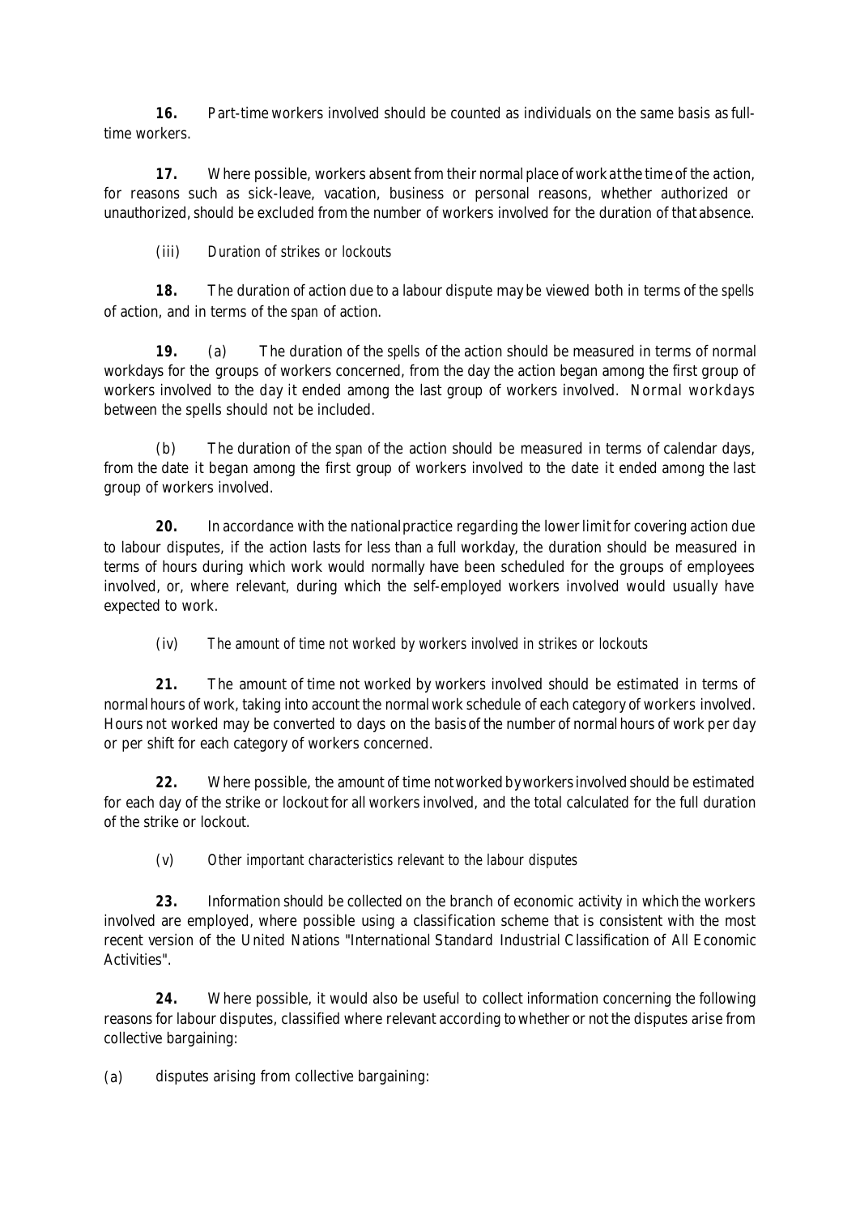**16.** Part-time workers involved should be counted as individuals on the same basis as full-time workers.

**17.** Where possible, workers absent from their normal place of work at the time of the action, for reasons such as sick-leave, vacation, business or personal reasons, whether authorized or unauthorized, should be excluded from the number of workers involved for the duration of that absence.

(iii) *Duration of strikes or lockouts*

**18.** The duration of action due to a labour dispute may be viewed both in terms of the *spells* of action, and in terms of the *span* of action.

**19.** (a) The duration of the *spells* of the action should be measured in terms of normal workdays for the groups of workers concerned, from the day the action began among the first group of workers involved to the day it ended among the last group of workers involved. Normal workdays between the spells should not be included.

(b) The duration of the *span* of the action should be measured in terms of calendar days, from the date it began among the first group of workers involved to the date it ended among the last group of workers involved.

**20.** In accordance with the national practice regarding the lower limit for covering action due to labour disputes, if the action lasts for less than a full workday, the duration should be measured in terms of hours during which work would normally have been scheduled for the groups of employees involved, or, where relevant, during which the self-employed workers involved would usually have expected to work.

(iv) *The amount of time not worked by workers involved in strikes or lockouts*

**21.** The amount of time not worked by workers involved should be estimated in terms of normal hours of work, taking into account the normal work schedule of each category of workers involved. Hours not worked may be converted to days on the basis of the number of normal hours of work per day or per shift for each category of workers concerned.

**22.** Where possible, the amount of time not worked by workers involved should be estimated for each day of the strike or lockout for all workers involved, and the total calculated for the full duration of the strike or lockout.

(v) *Other important characteristics relevant to the labour disputes*

**23.** Information should be collected on the branch of economic activity in which the workers involved are employed, where possible using a classification scheme that is consistent with the most recent version of the United Nations "International Standard Industrial Classification of All Economic Activities".

**24.** Where possible, it would also be useful to collect information concerning the following reasons for labour disputes, classified where relevant according to whether or not the disputes arise from collective bargaining:

(a) disputes arising from collective bargaining: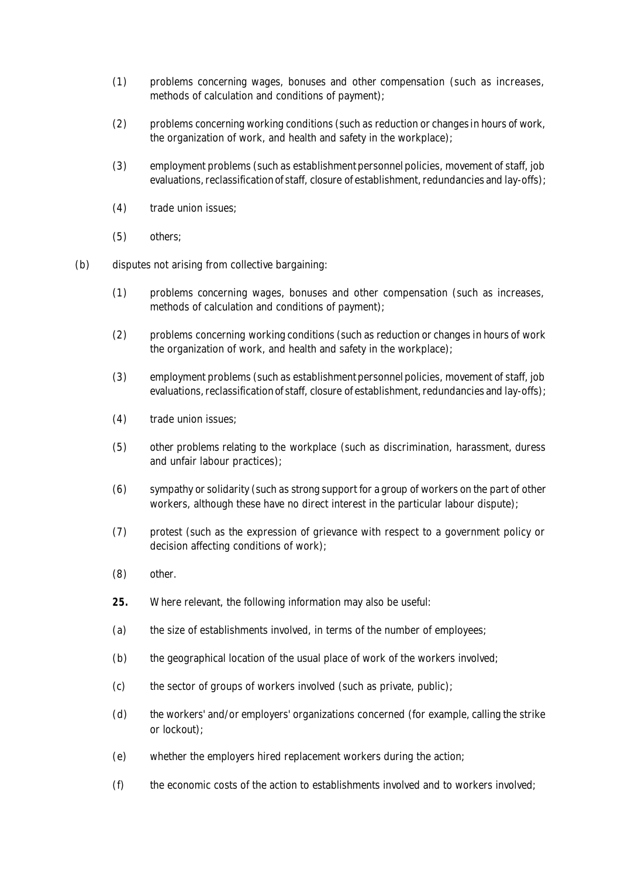(1) problems concerning wages, bonuses and other compensation (such as increases, methods of calculation and conditions of payment);

(2) problems concerning working conditions (such as reduction or changes in hours of work, the organization of work, and health and safety in the workplace);

(3) employment problems (such as establishment personnel policies, movement of staff, job evaluations, reclassification of staff, closure of establishment, redundancies and lay-offs);

(4) trade union issues;

(5) others;

(b) disputes not arising from collective bargaining:

(1) problems concerning wages, bonuses and other compensation (such as increases, methods of calculation and conditions of payment);

(2) problems concerning working conditions (such as reduction or changes in hours of work the organization of work, and health and safety in the workplace);

(3) employment problems (such as establishment personnel policies, movement of staff, job evaluations, reclassification of staff, closure of establishment, redundancies and lay-offs);

(4) trade union issues;

(5) other problems relating to the workplace (such as discrimination, harassment, duress and unfair labour practices);

(6) sympathy or solidarity (such as strong support for a group of workers on the part of other workers, although these have no direct interest in the particular labour dispute);

(7) protest (such as the expression of grievance with respect to a government policy or decision affecting conditions of work);

(8) other.

**25.** Where relevant, the following information may also be useful:

(a) the size of establishments involved, in terms of the number of employees;

(b) the geographical location of the usual place of work of the workers involved;

(c) the sector of groups of workers involved (such as private, public);

(d) the workers' and/or employers' organizations concerned (for example, calling the strike or lockout);

(e) whether the employers hired replacement workers during the action;

(f) the economic costs of the action to establishments involved and to workers involved;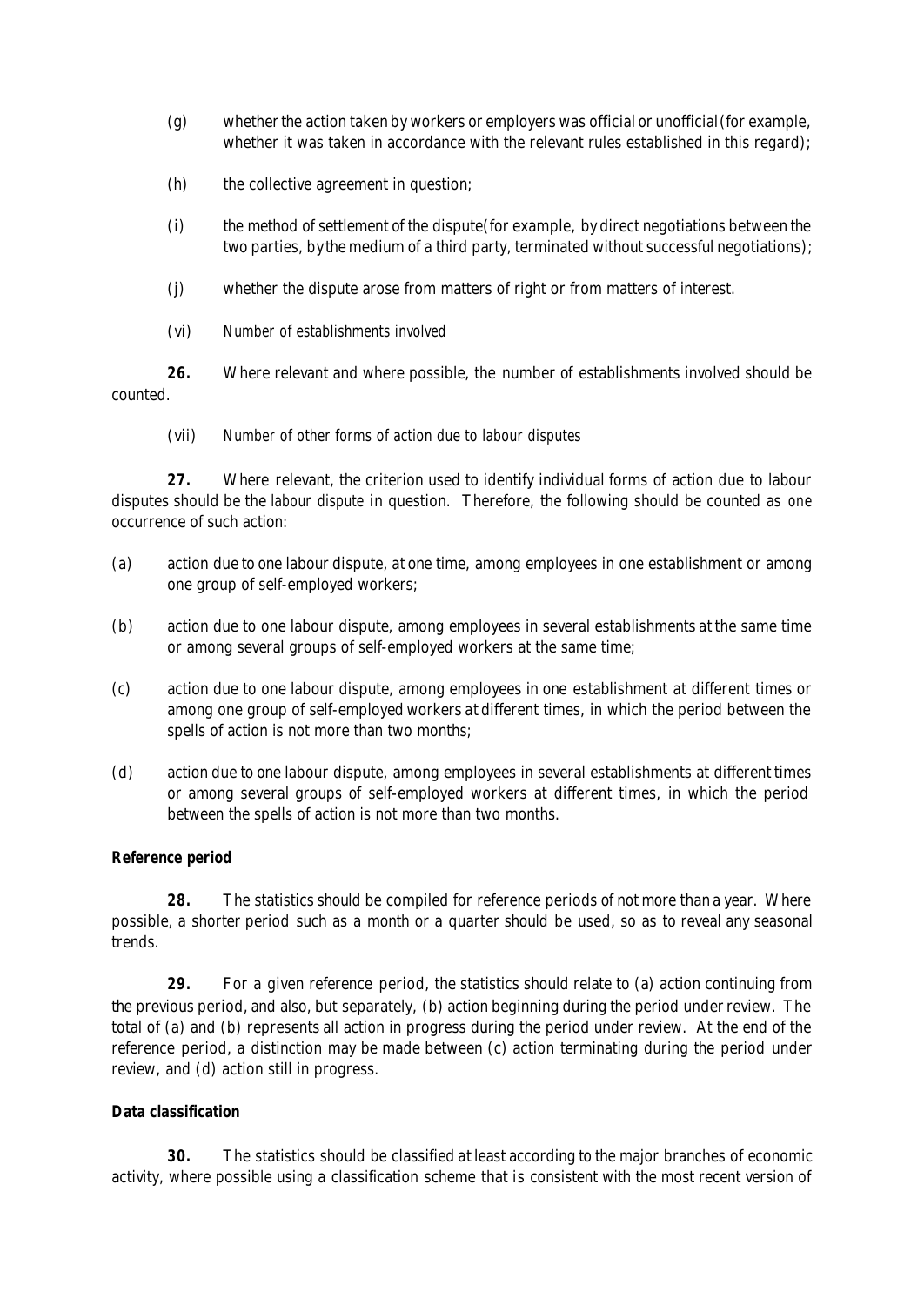(g) whether the action taken by workers or employers was official or unofficial (for example, whether it was taken in accordance with the relevant rules established in this regard);

(h) the collective agreement in question;

(i) the method of settlement of the dispute (for example, by direct negotiations between the two parties, by the medium of a third party, terminated without successful negotiations);

(j) whether the dispute arose from matters of right or from matters of interest.

(vi) *Number of establishments involved*

**26.** Where relevant and where possible, the number of establishments involved should be counted.

(vii) *Number of other forms of action due to labour disputes*

**27.** Where relevant, the criterion used to identify individual forms of action due to labour disputes should be the *labour dispute* in question. Therefore, the following should be counted as *one* occurrence of such action:

(a) action due to one labour dispute, at one time, among employees in one establishment or among one group of self-employed workers;

(b) action due to one labour dispute, among employees in several establishments at the same time or among several groups of self-employed workers at the same time;

(c) action due to one labour dispute, among employees in one establishment at different times or among one group of self-employed workers at different times, in which the period between the spells of action is not more than two months;

(d) action due to one labour dispute, among employees in several establishments at different times or among several groups of self-employed workers at different times, in which the period between the spells of action is not more than two months.

**Reference period**

**28.** The statistics should be compiled for reference periods of not more than a year. Where possible, a shorter period such as a month or a quarter should be used, so as to reveal any seasonal trends.

**29.** For a given reference period, the statistics should relate to (a) action continuing from the previous period, and also, but separately, (b) action beginning during the period under review. The total of (a) and (b) represents all action in progress during the period under review. At the end of the reference period, a distinction may be made between (c) action terminating during the period under review, and (d) action still in progress.

**Data classification**

**30.** The statistics should be classified at least according to the major branches of economic activity, where possible using a classification scheme that is consistent with the most recent version of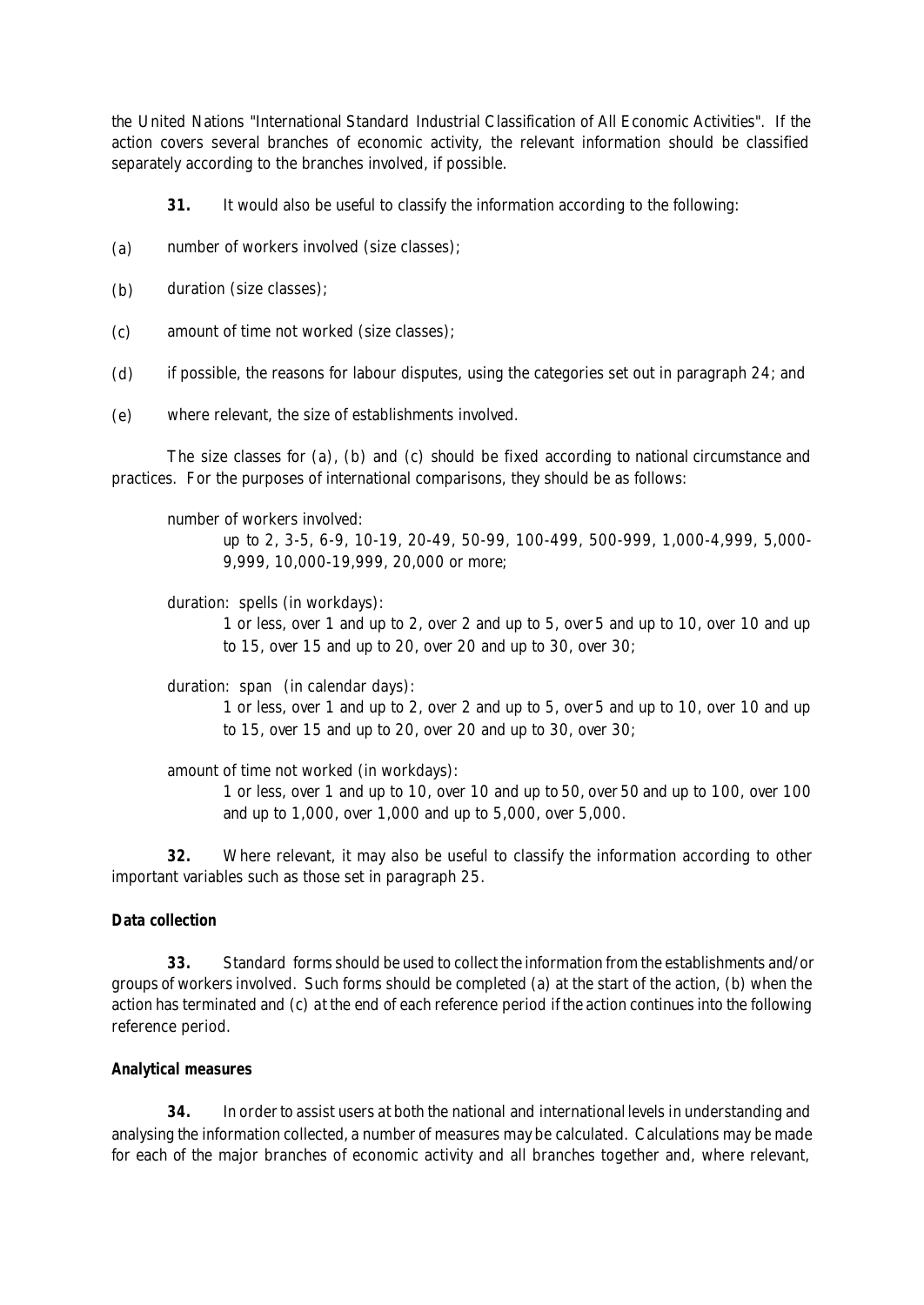the United Nations "International Standard Industrial Classification of All Economic Activities". If the action covers several branches of economic activity, the relevant information should be classified separately according to the branches involved, if possible.

**31.** It would also be useful to classify the information according to the following:

(a) number of workers involved (size classes);

(b) duration (size classes);

(c) amount of time not worked (size classes);

(d) if possible, the reasons for labour disputes, using the categories set out in paragraph 24; and

(e) where relevant, the size of establishments involved.

The size classes for (a), (b) and (c) should be fixed according to national circumstance and practices. For the purposes of international comparisons, they should be as follows:

number of workers involved:
up to 2, 3-5, 6-9, 10-19, 20-49, 50-99, 100-499, 500-999, 1,000-4,999, 5,000-9,999, 10,000-19,999, 20,000 or more;

duration: spells (in workdays):
1 or less, over 1 and up to 2, over 2 and up to 5, over 5 and up to 10, over 10 and up to 15, over 15 and up to 20, over 20 and up to 30, over 30;

duration: span (in calendar days):
1 or less, over 1 and up to 2, over 2 and up to 5, over 5 and up to 10, over 10 and up to 15, over 15 and up to 20, over 20 and up to 30, over 30;

amount of time not worked (in workdays):
1 or less, over 1 and up to 10, over 10 and up to 50, over 50 and up to 100, over 100 and up to 1,000, over 1,000 and up to 5,000, over 5,000.

**32.** Where relevant, it may also be useful to classify the information according to other important variables such as those set in paragraph 25.

**Data collection**

**33.** Standard forms should be used to collect the information from the establishments and/or groups of workers involved. Such forms should be completed (a) at the start of the action, (b) when the action has terminated and (c) at the end of each reference period if the action continues into the following reference period.

**Analytical measures**

**34.** In order to assist users at both the national and international levels in understanding and analysing the information collected, a number of measures may be calculated. Calculations may be made for each of the major branches of economic activity and all branches together and, where relevant,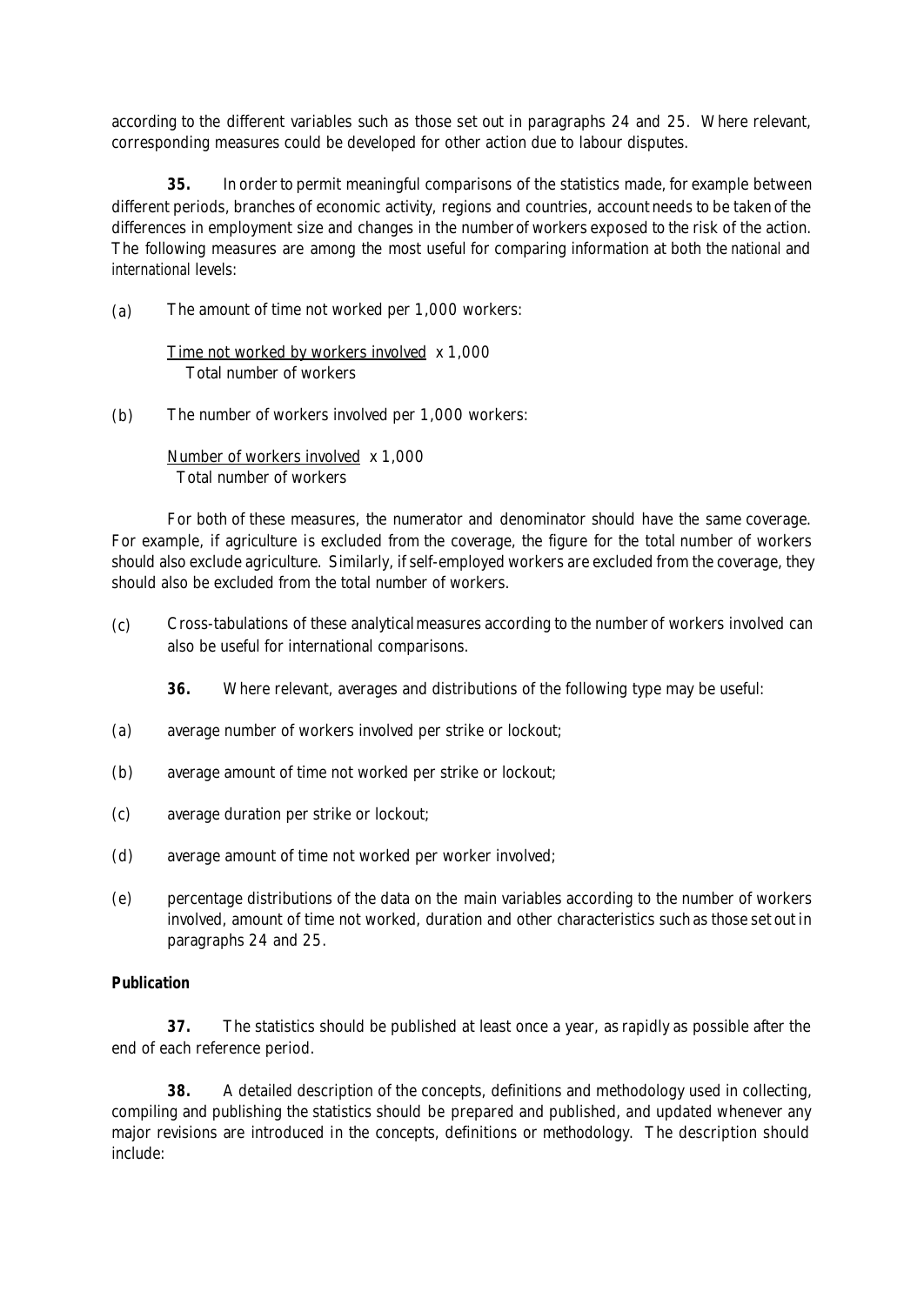according to the different variables such as those set out in paragraphs 24 and 25. Where relevant, corresponding measures could be developed for other action due to labour disputes.

**35.** In order to permit meaningful comparisons of the statistics made, for example between different periods, branches of economic activity, regions and countries, account needs to be taken of the differences in employment size and changes in the number of workers exposed to the risk of the action. The following measures are among the most useful for comparing information at both the national and international levels:

(a) The amount of time not worked per 1,000 workers:

$$\frac{\text{Time not worked by workers involved}}{\text{Total number of workers}} \times 1{,}000$$

(b) The number of workers involved per 1,000 workers:

$$\frac{\text{Number of workers involved}}{\text{Total number of workers}} \times 1{,}000$$

For both of these measures, the numerator and denominator should have the same coverage. For example, if agriculture is excluded from the coverage, the figure for the total number of workers should also exclude agriculture. Similarly, if self-employed workers are excluded from the coverage, they should also be excluded from the total number of workers.

(c) Cross-tabulations of these analytical measures according to the number of workers involved can also be useful for international comparisons.

**36.** Where relevant, averages and distributions of the following type may be useful:

(a) average number of workers involved per strike or lockout;

(b) average amount of time not worked per strike or lockout;

(c) average duration per strike or lockout;

(d) average amount of time not worked per worker involved;

(e) percentage distributions of the data on the main variables according to the number of workers involved, amount of time not worked, duration and other characteristics such as those set out in paragraphs 24 and 25.

**Publication**

**37.** The statistics should be published at least once a year, as rapidly as possible after the end of each reference period.

**38.** A detailed description of the concepts, definitions and methodology used in collecting, compiling and publishing the statistics should be prepared and published, and updated whenever any major revisions are introduced in the concepts, definitions or methodology. The description should include: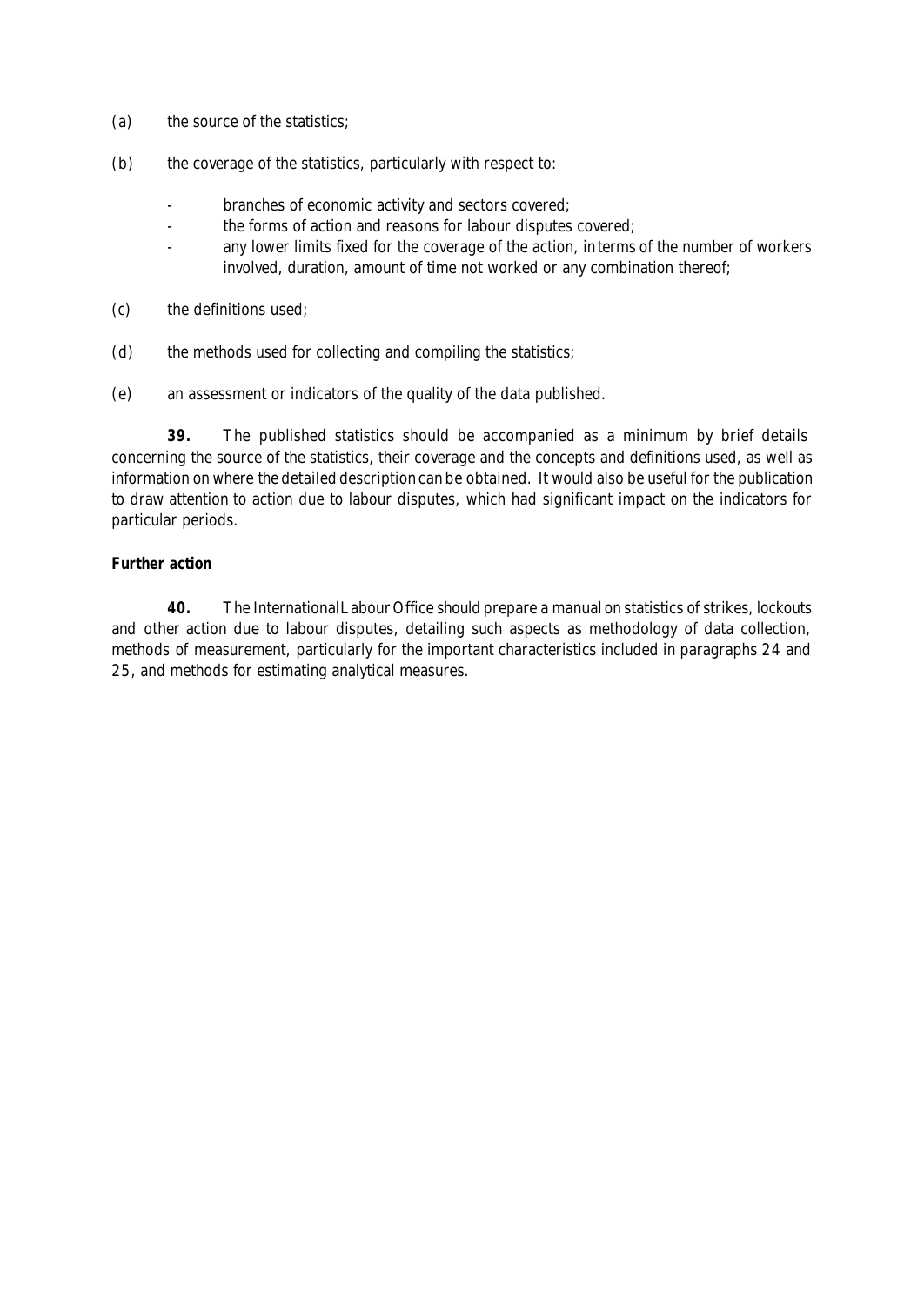(a) the source of the statistics;

(b) the coverage of the statistics, particularly with respect to:

- branches of economic activity and sectors covered;
- the forms of action and reasons for labour disputes covered;
- any lower limits fixed for the coverage of the action, in terms of the number of workers involved, duration, amount of time not worked or any combination thereof;

(c) the definitions used;

(d) the methods used for collecting and compiling the statistics;

(e) an assessment or indicators of the quality of the data published.

**39.** The published statistics should be accompanied as a minimum by brief details concerning the source of the statistics, their coverage and the concepts and definitions used, as well as information on where the detailed description can be obtained. It would also be useful for the publication to draw attention to action due to labour disputes, which had significant impact on the indicators for particular periods.

**Further action**

**40.** The International Labour Office should prepare a manual on statistics of strikes, lockouts and other action due to labour disputes, detailing such aspects as methodology of data collection, methods of measurement, particularly for the important characteristics included in paragraphs 24 and 25, and methods for estimating analytical measures.